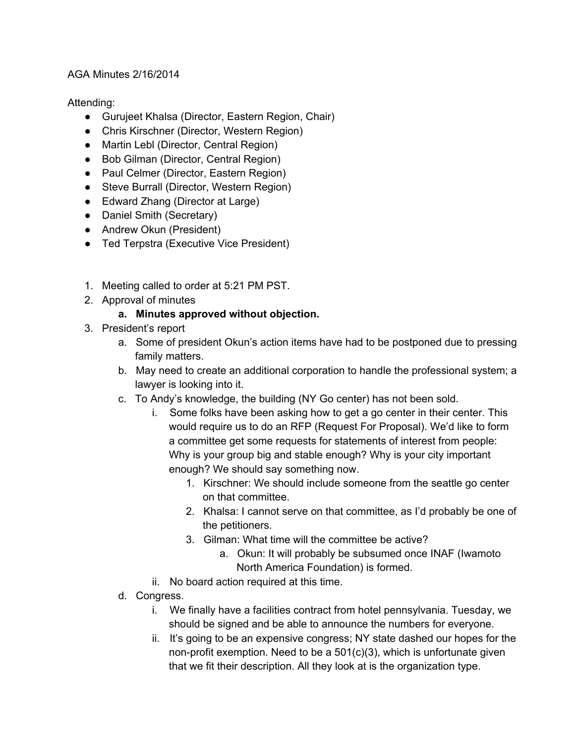AGA Minutes 2/16/2014

Attending:

- Gurujeet Khalsa (Director, Eastern Region, Chair)
- Chris Kirschner (Director, Western Region)
- Martin Lebl (Director, Central Region)
- Bob Gilman (Director, Central Region)
- Paul Celmer (Director, Eastern Region)
- Steve Burrall (Director, Western Region)
- Edward Zhang (Director at Large)
- Daniel Smith (Secretary)
- Andrew Okun (President)
- Ted Terpstra (Executive Vice President)

1. Meeting called to order at 5:21 PM PST.
2. Approval of minutes
    a. **Minutes approved without objection.**
3. President's report
    a. Some of president Okun's action items have had to be postponed due to pressing family matters.
    b. May need to create an additional corporation to handle the professional system; a lawyer is looking into it.
    c. To Andy's knowledge, the building (NY Go center) has not been sold.
        i. Some folks have been asking how to get a go center in their center. This would require us to do an RFP (Request For Proposal). We'd like to form a committee get some requests for statements of interest from people: Why is your group big and stable enough? Why is your city important enough? We should say something now.
            1. Kirschner: We should include someone from the seattle go center on that committee.
            2. Khalsa: I cannot serve on that committee, as I'd probably be one of the petitioners.
            3. Gilman: What time will the committee be active?
                a. Okun: It will probably be subsumed once INAF (Iwamoto North America Foundation) is formed.
        ii. No board action required at this time.
    d. Congress.
        i. We finally have a facilities contract from hotel pennsylvania. Tuesday, we should be signed and be able to announce the numbers for everyone.
        ii. It's going to be an expensive congress; NY state dashed our hopes for the non-profit exemption. Need to be a 501(c)(3), which is unfortunate given that we fit their description. All they look at is the organization type.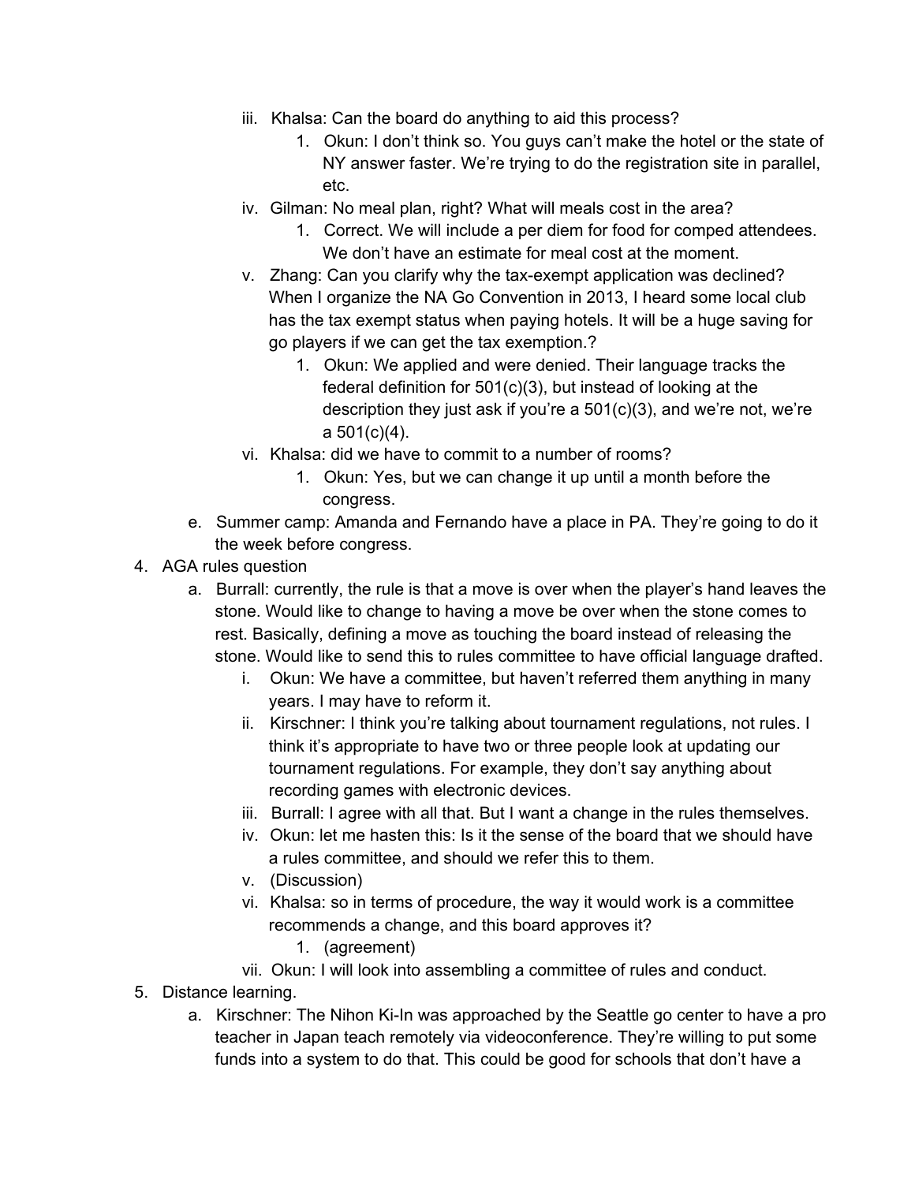iii. Khalsa: Can the board do anything to aid this process?
      1. Okun: I don't think so. You guys can't make the hotel or the state of NY answer faster. We're trying to do the registration site in parallel, etc.
   iv. Gilman: No meal plan, right? What will meals cost in the area?
      1. Correct. We will include a per diem for food for comped attendees. We don't have an estimate for meal cost at the moment.
   v. Zhang: Can you clarify why the tax-exempt application was declined? When I organize the NA Go Convention in 2013, I heard some local club has the tax exempt status when paying hotels. It will be a huge saving for go players if we can get the tax exemption.?
      1. Okun: We applied and were denied. Their language tracks the federal definition for 501(c)(3), but instead of looking at the description they just ask if you're a 501(c)(3), and we're not, we're a 501(c)(4).
   vi. Khalsa: did we have to commit to a number of rooms?
      1. Okun: Yes, but we can change it up until a month before the congress.

   e. Summer camp: Amanda and Fernando have a place in PA. They're going to do it the week before congress.

4. AGA rules question
   a. Burrall: currently, the rule is that a move is over when the player's hand leaves the stone. Would like to change to having a move be over when the stone comes to rest. Basically, defining a move as touching the board instead of releasing the stone. Would like to send this to rules committee to have official language drafted.
      i. Okun: We have a committee, but haven't referred them anything in many years. I may have to reform it.
      ii. Kirschner: I think you're talking about tournament regulations, not rules. I think it's appropriate to have two or three people look at updating our tournament regulations. For example, they don't say anything about recording games with electronic devices.
      iii. Burrall: I agree with all that. But I want a change in the rules themselves.
      iv. Okun: let me hasten this: Is it the sense of the board that we should have a rules committee, and should we refer this to them.
      v. (Discussion)
      vi. Khalsa: so in terms of procedure, the way it would work is a committee recommends a change, and this board approves it?
         1. (agreement)
      vii. Okun: I will look into assembling a committee of rules and conduct.

5. Distance learning.
   a. Kirschner: The Nihon Ki-In was approached by the Seattle go center to have a pro teacher in Japan teach remotely via videoconference. They're willing to put some funds into a system to do that. This could be good for schools that don't have a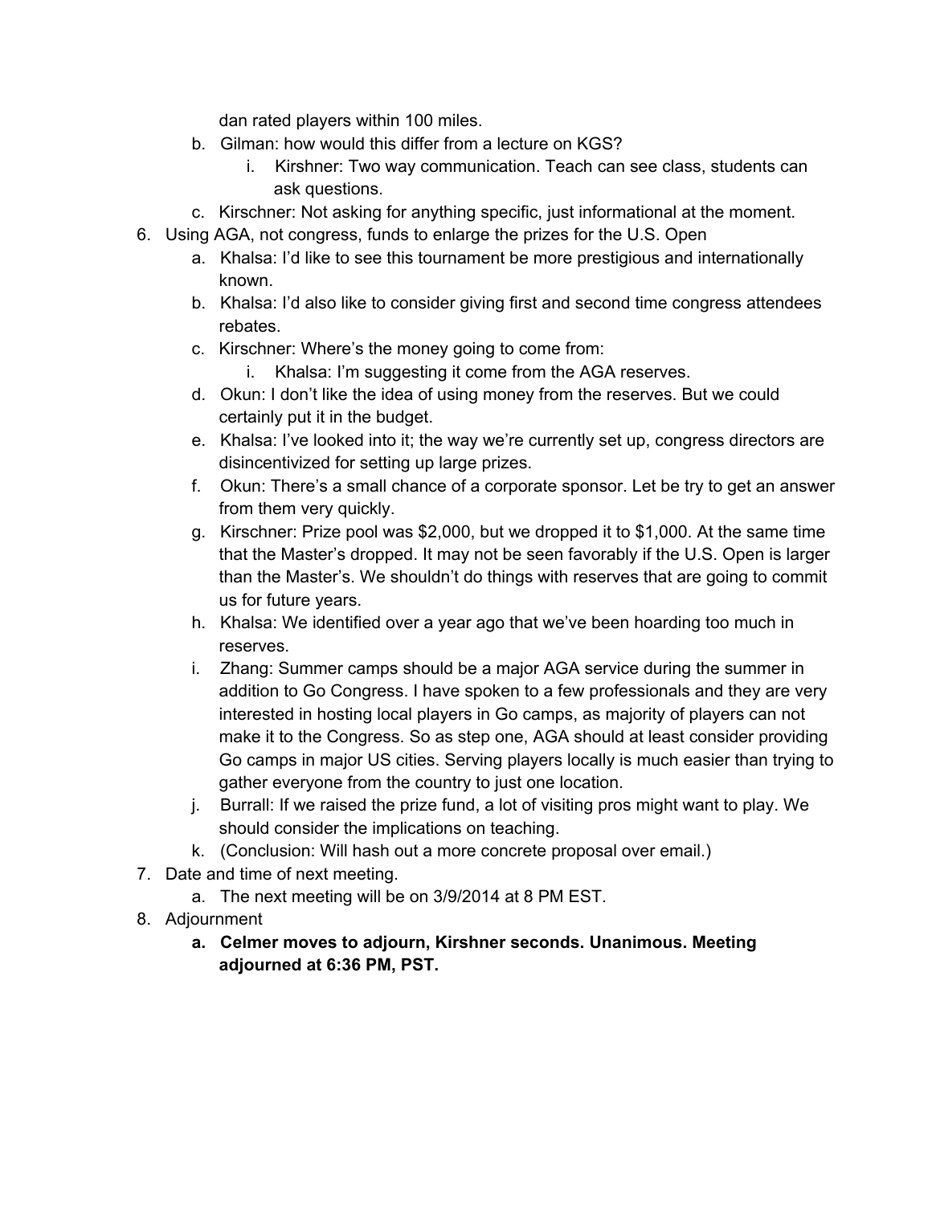dan rated players within 100 miles.

   b. Gilman: how would this differ from a lecture on KGS?
      i. Kirshner: Two way communication. Teach can see class, students can ask questions.
   c. Kirschner: Not asking for anything specific, just informational at the moment.

6. Using AGA, not congress, funds to enlarge the prizes for the U.S. Open
   a. Khalsa: I'd like to see this tournament be more prestigious and internationally known.
   b. Khalsa: I'd also like to consider giving first and second time congress attendees rebates.
   c. Kirschner: Where's the money going to come from:
      i. Khalsa: I'm suggesting it come from the AGA reserves.
   d. Okun: I don't like the idea of using money from the reserves. But we could certainly put it in the budget.
   e. Khalsa: I've looked into it; the way we're currently set up, congress directors are disincentivized for setting up large prizes.
   f. Okun: There's a small chance of a corporate sponsor. Let be try to get an answer from them very quickly.
   g. Kirschner: Prize pool was $2,000, but we dropped it to $1,000. At the same time that the Master's dropped. It may not be seen favorably if the U.S. Open is larger than the Master's. We shouldn't do things with reserves that are going to commit us for future years.
   h. Khalsa: We identified over a year ago that we've been hoarding too much in reserves.
   i. Zhang: Summer camps should be a major AGA service during the summer in addition to Go Congress. I have spoken to a few professionals and they are very interested in hosting local players in Go camps, as majority of players can not make it to the Congress. So as step one, AGA should at least consider providing Go camps in major US cities. Serving players locally is much easier than trying to gather everyone from the country to just one location.
   j. Burrall: If we raised the prize fund, a lot of visiting pros might want to play. We should consider the implications on teaching.
   k. (Conclusion: Will hash out a more concrete proposal over email.)

7. Date and time of next meeting.
   a. The next meeting will be on 3/9/2014 at 8 PM EST.

8. Adjournment
   a. **Celmer moves to adjourn, Kirshner seconds. Unanimous. Meeting adjourned at 6:36 PM, PST.**